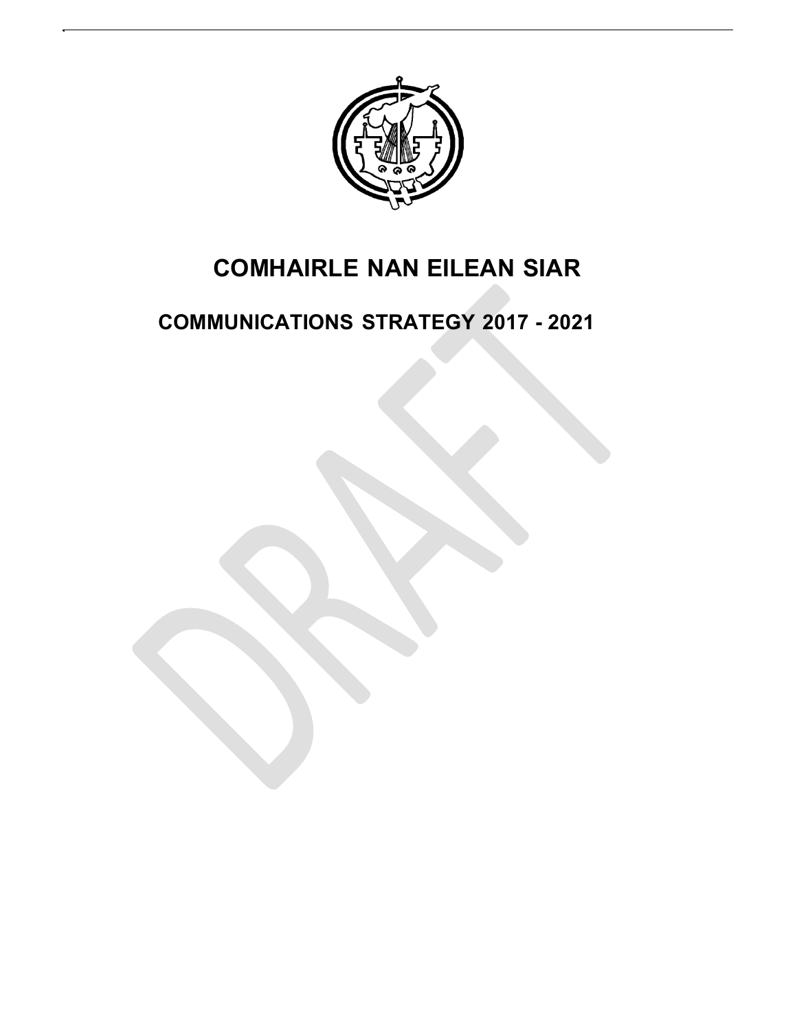# COMHAIRLE NAN EILEAN SIAR

## COMMUNICATIONS STRATEGY 2017 - 2021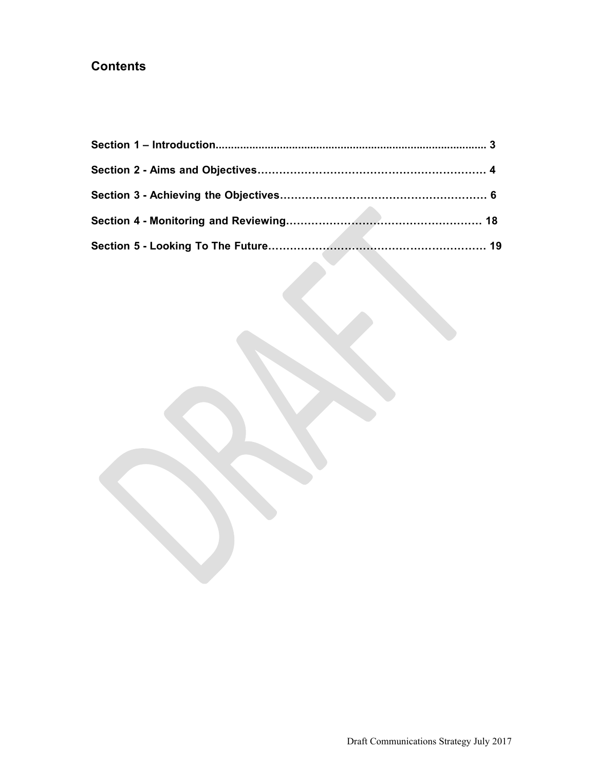## Contents

**Section 1 – Introduction........................................................................................ 3**

**Section 2 - Aims and Objectives……………………………………………………… 4**

**Section 3 - Achieving the Objectives………………………………………………… 6**

**Section 4 - Monitoring and Reviewing……………………………………………… 18**

**Section 5 - Looking To The Future…………………………………………………… 19**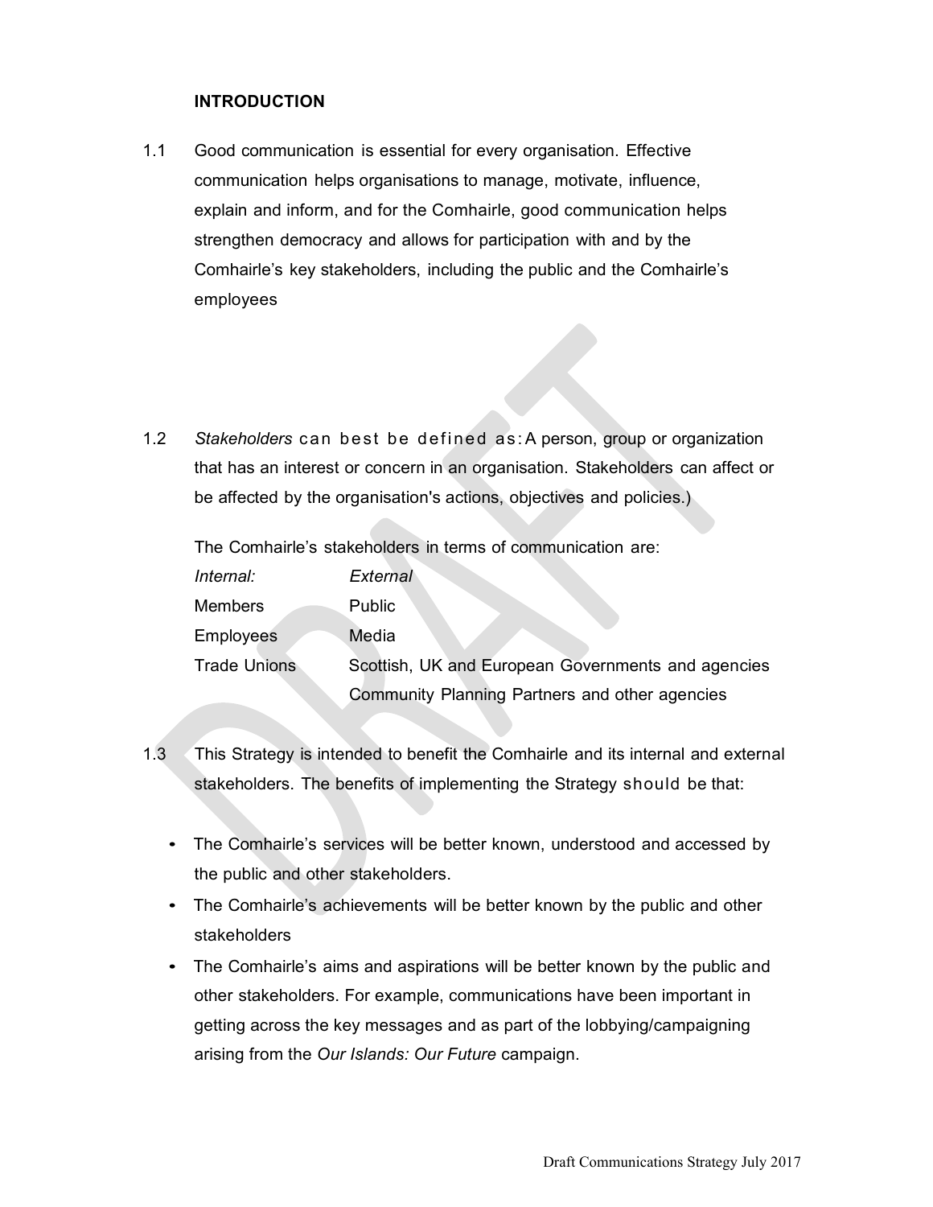## INTRODUCTION

1.1 Good communication is essential for every organisation. Effective communication helps organisations to manage, motivate, influence, explain and inform, and for the Comhairle, good communication helps strengthen democracy and allows for participation with and by the Comhairle's key stakeholders, including the public and the Comhairle's employees

1.2 *Stakeholders* can best be defined as: A person, group or organization that has an interest or concern in an organisation. Stakeholders can affect or be affected by the organisation's actions, objectives and policies.)

The Comhairle's stakeholders in terms of communication are:

| *Internal:* | *External* |
|---|---|
| Members | Public |
| Employees | Media |
| Trade Unions | Scottish, UK and European Governments and agencies |
| | Community Planning Partners and other agencies |

1.3 This Strategy is intended to benefit the Comhairle and its internal and external stakeholders. The benefits of implementing the Strategy should be that:

- The Comhairle's services will be better known, understood and accessed by the public and other stakeholders.
- The Comhairle's achievements will be better known by the public and other stakeholders
- The Comhairle's aims and aspirations will be better known by the public and other stakeholders. For example, communications have been important in getting across the key messages and as part of the lobbying/campaigning arising from the *Our Islands: Our Future* campaign.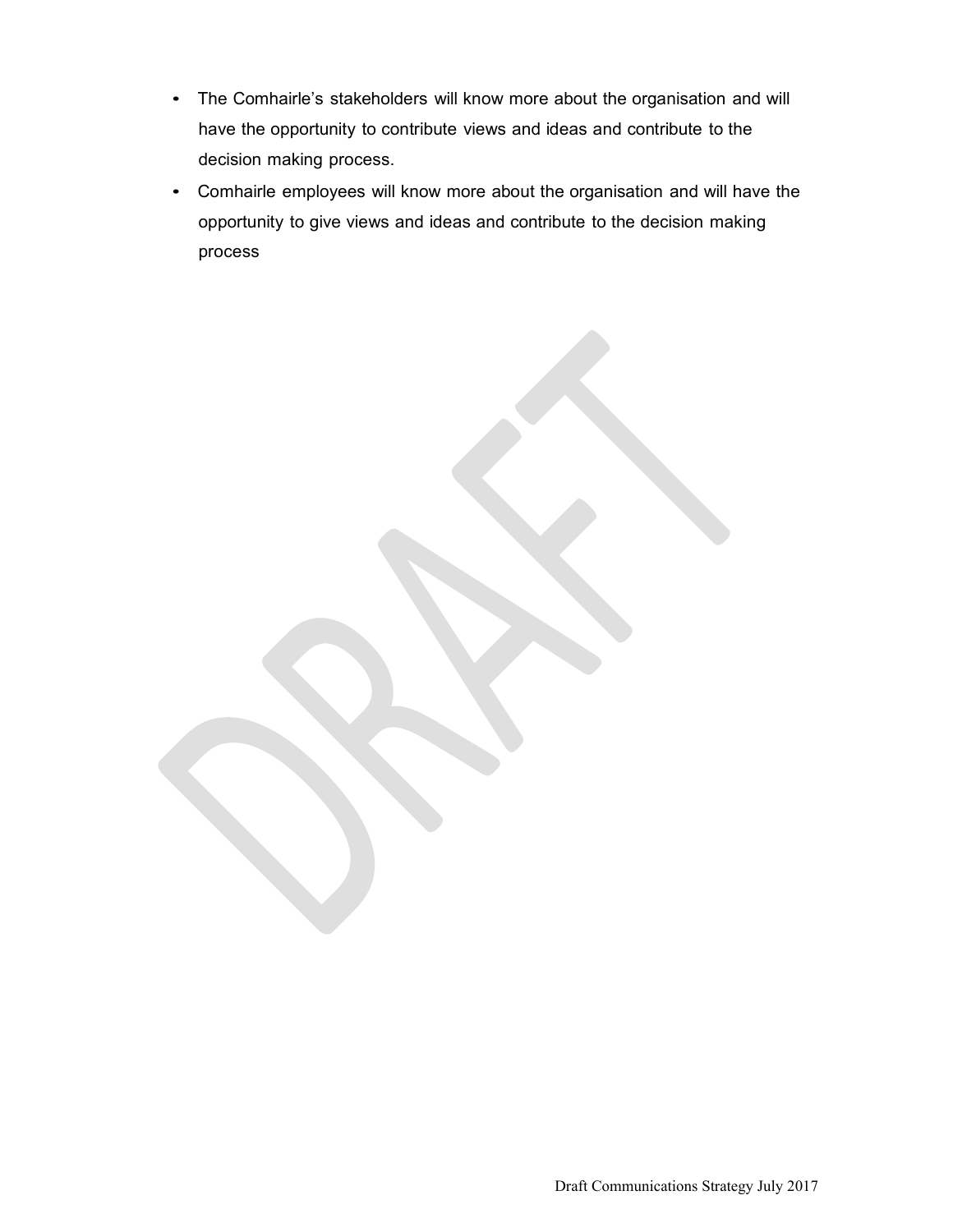- The Comhairle's stakeholders will know more about the organisation and will have the opportunity to contribute views and ideas and contribute to the decision making process.
- Comhairle employees will know more about the organisation and will have the opportunity to give views and ideas and contribute to the decision making process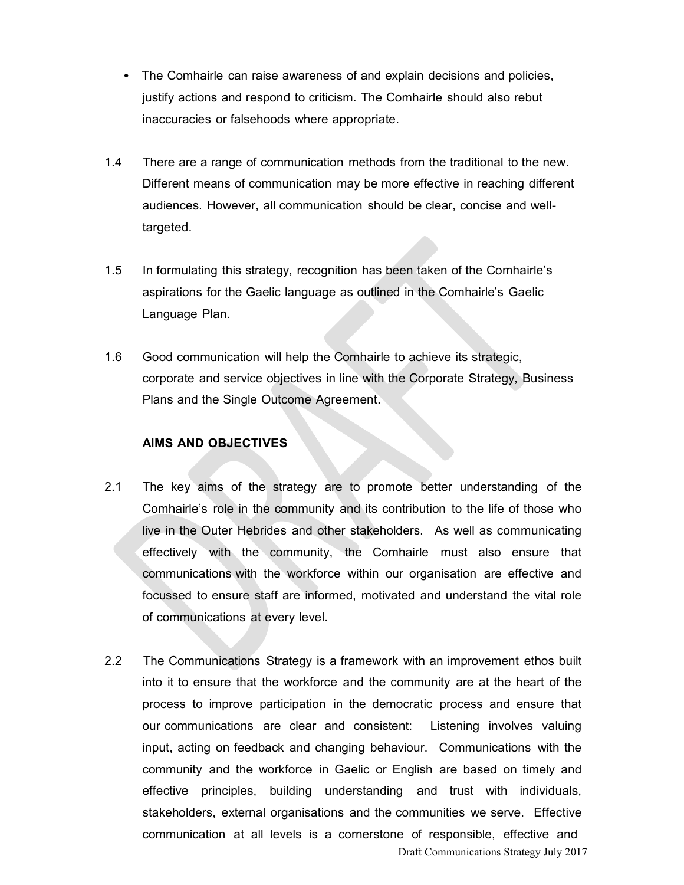- The Comhairle can raise awareness of and explain decisions and policies, justify actions and respond to criticism. The Comhairle should also rebut inaccuracies or falsehoods where appropriate.

1.4 There are a range of communication methods from the traditional to the new. Different means of communication may be more effective in reaching different audiences. However, all communication should be clear, concise and well-targeted.

1.5 In formulating this strategy, recognition has been taken of the Comhairle's aspirations for the Gaelic language as outlined in the Comhairle's Gaelic Language Plan.

1.6 Good communication will help the Comhairle to achieve its strategic, corporate and service objectives in line with the Corporate Strategy, Business Plans and the Single Outcome Agreement.

## AIMS AND OBJECTIVES

2.1 The key aims of the strategy are to promote better understanding of the Comhairle's role in the community and its contribution to the life of those who live in the Outer Hebrides and other stakeholders. As well as communicating effectively with the community, the Comhairle must also ensure that communications with the workforce within our organisation are effective and focussed to ensure staff are informed, motivated and understand the vital role of communications at every level.

2.2 The Communications Strategy is a framework with an improvement ethos built into it to ensure that the workforce and the community are at the heart of the process to improve participation in the democratic process and ensure that our communications are clear and consistent: Listening involves valuing input, acting on feedback and changing behaviour. Communications with the community and the workforce in Gaelic or English are based on timely and effective principles, building understanding and trust with individuals, stakeholders, external organisations and the communities we serve. Effective communication at all levels is a cornerstone of responsible, effective and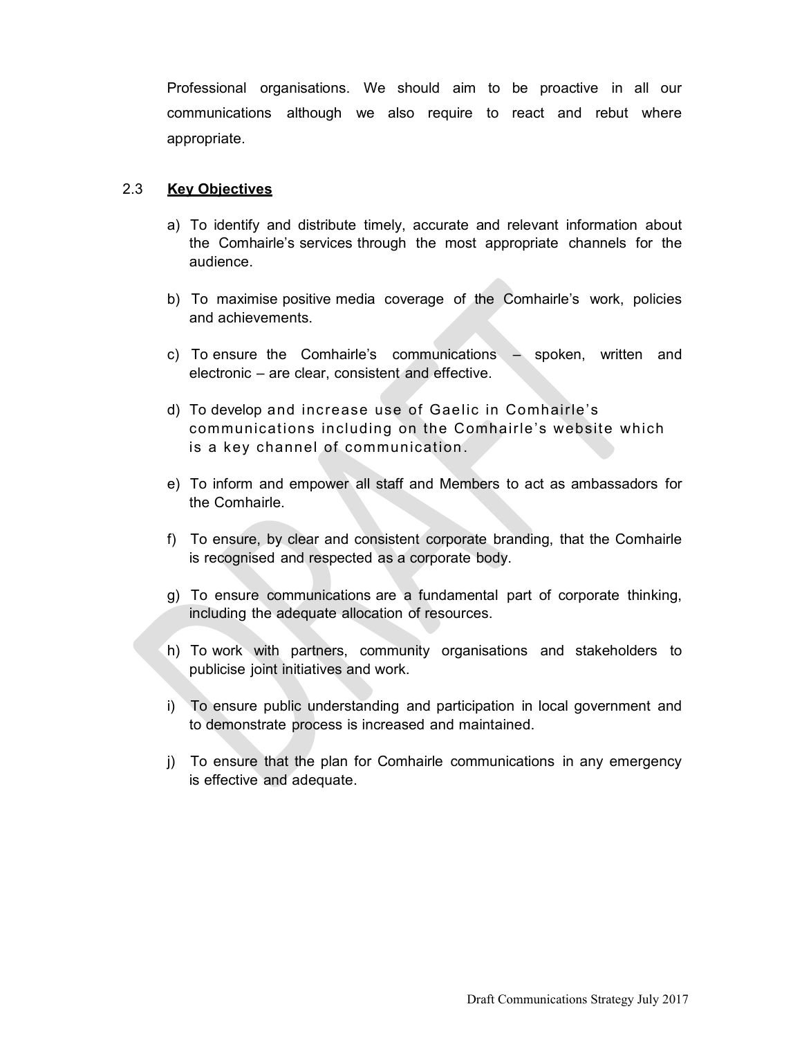Professional organisations. We should aim to be proactive in all our communications although we also require to react and rebut where appropriate.

### 2.3 Key Objectives

a) To identify and distribute timely, accurate and relevant information about the Comhairle's services through the most appropriate channels for the audience.

b) To maximise positive media coverage of the Comhairle's work, policies and achievements.

c) To ensure the Comhairle's communications – spoken, written and electronic – are clear, consistent and effective.

d) To develop and increase use of Gaelic in Comhairle's communications including on the Comhairle's website which is a key channel of communication.

e) To inform and empower all staff and Members to act as ambassadors for the Comhairle.

f) To ensure, by clear and consistent corporate branding, that the Comhairle is recognised and respected as a corporate body.

g) To ensure communications are a fundamental part of corporate thinking, including the adequate allocation of resources.

h) To work with partners, community organisations and stakeholders to publicise joint initiatives and work.

i) To ensure public understanding and participation in local government and to demonstrate process is increased and maintained.

j) To ensure that the plan for Comhairle communications in any emergency is effective and adequate.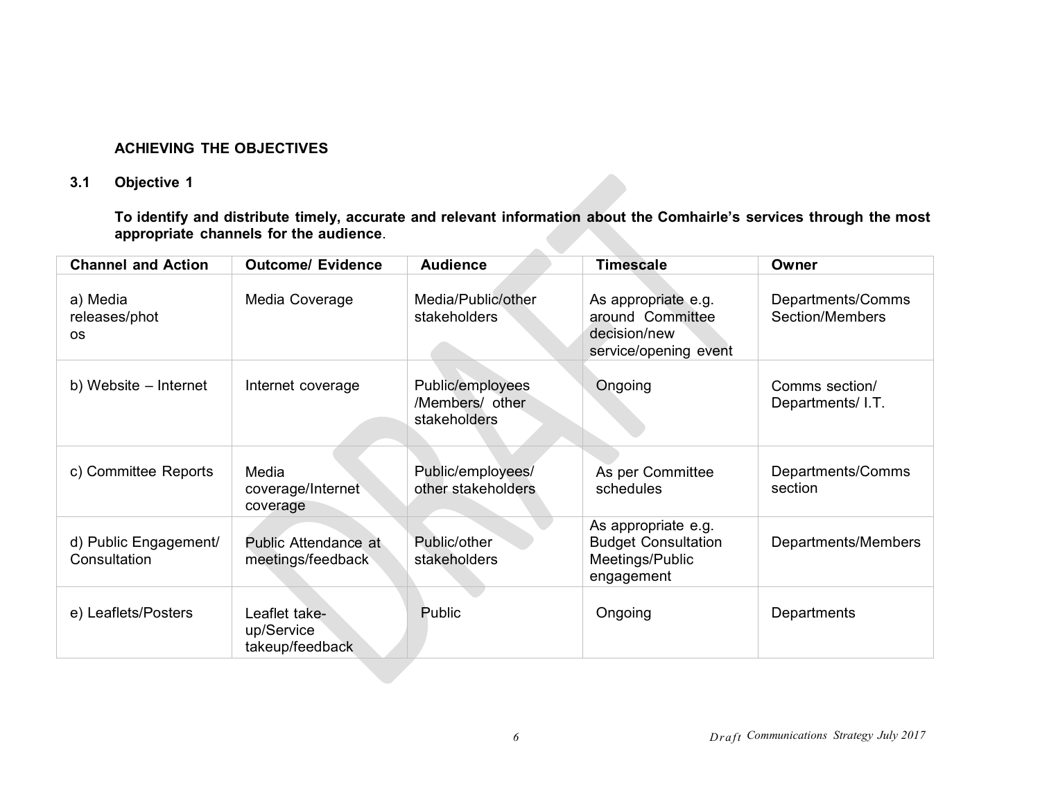## ACHIEVING THE OBJECTIVES

### 3.1 Objective 1

**To identify and distribute timely, accurate and relevant information about the Comhairle's services through the most appropriate channels for the audience**.

| Channel and Action | Outcome/ Evidence | Audience | Timescale | Owner |
|---|---|---|---|---|
| a) Media releases/photos | Media Coverage | Media/Public/other stakeholders | As appropriate e.g. around Committee decision/new service/opening event | Departments/Comms Section/Members |
| b) Website – Internet | Internet coverage | Public/employees /Members/ other stakeholders | Ongoing | Comms section/ Departments/ I.T. |
| c) Committee Reports | Media coverage/Internet coverage | Public/employees/ other stakeholders | As per Committee schedules | Departments/Comms section |
| d) Public Engagement/ Consultation | Public Attendance at meetings/feedback | Public/other stakeholders | As appropriate e.g. Budget Consultation Meetings/Public engagement | Departments/Members |
| e) Leaflets/Posters | Leaflet take-up/Service takeup/feedback | Public | Ongoing | Departments |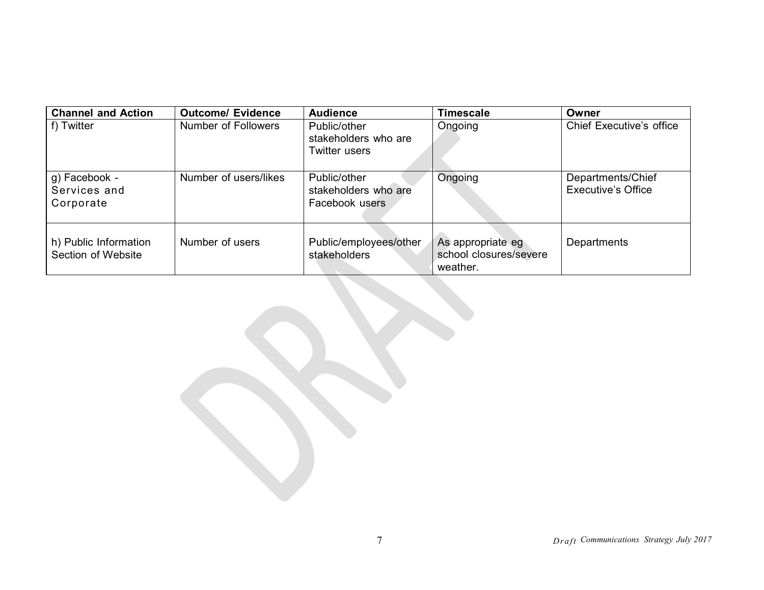| Channel and Action | Outcome/ Evidence | Audience | Timescale | Owner |
| --- | --- | --- | --- | --- |
| f) Twitter | Number of Followers | Public/other stakeholders who are Twitter users | Ongoing | Chief Executive's office |
| g) Facebook - Services and Corporate | Number of users/likes | Public/other stakeholders who are Facebook users | Ongoing | Departments/Chief Executive's Office |
| h) Public Information Section of Website | Number of users | Public/employees/other stakeholders | As appropriate eg school closures/severe weather. | Departments |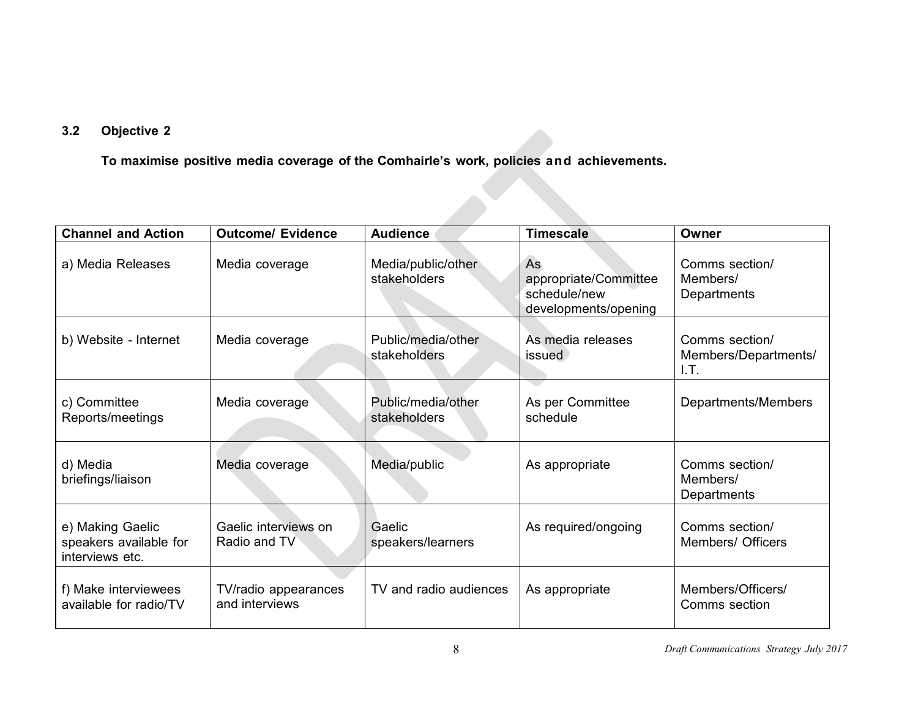### 3.2 Objective 2

**To maximise positive media coverage of the Comhairle's work, policies and achievements.**

| Channel and Action | Outcome/ Evidence | Audience | Timescale | Owner |
|---|---|---|---|---|
| a) Media Releases | Media coverage | Media/public/other stakeholders | As appropriate/Committee schedule/new developments/opening | Comms section/ Members/ Departments |
| b) Website - Internet | Media coverage | Public/media/other stakeholders | As media releases issued | Comms section/ Members/Departments/ I.T. |
| c) Committee Reports/meetings | Media coverage | Public/media/other stakeholders | As per Committee schedule | Departments/Members |
| d) Media briefings/liaison | Media coverage | Media/public | As appropriate | Comms section/ Members/ Departments |
| e) Making Gaelic speakers available for interviews etc. | Gaelic interviews on Radio and TV | Gaelic speakers/learners | As required/ongoing | Comms section/ Members/ Officers |
| f) Make interviewees available for radio/TV | TV/radio appearances and interviews | TV and radio audiences | As appropriate | Members/Officers/ Comms section |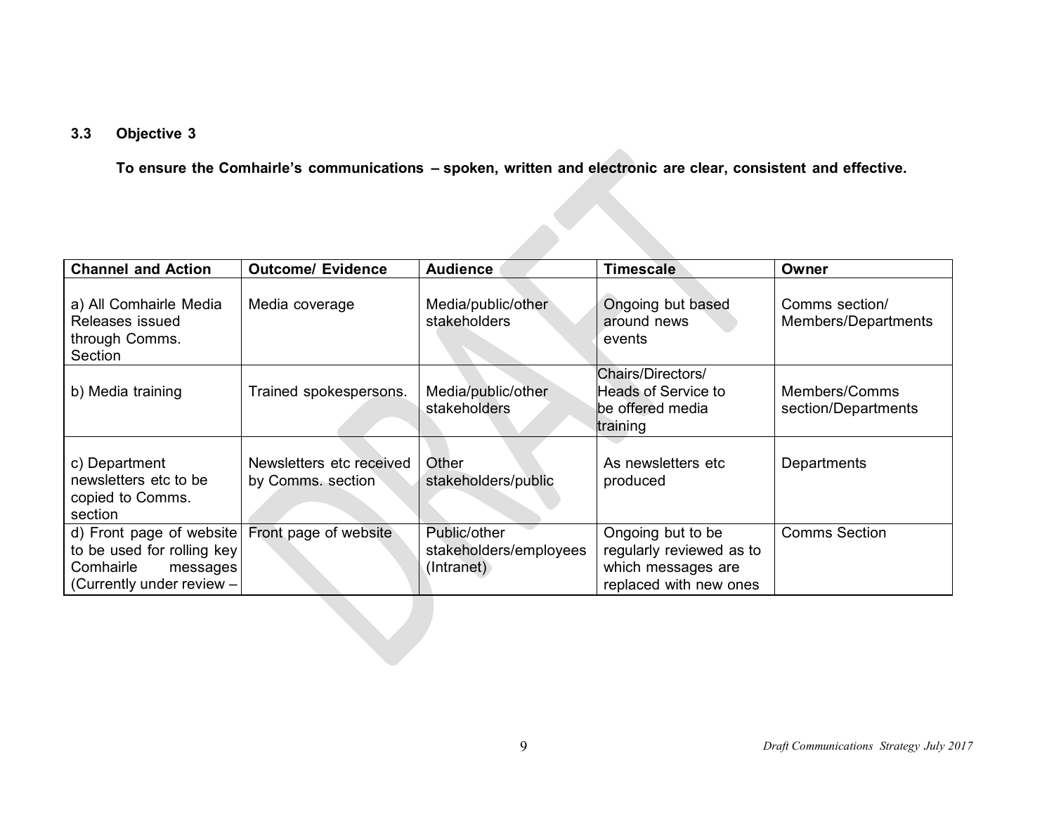### 3.3 Objective 3

**To ensure the Comhairle's communications – spoken, written and electronic are clear, consistent and effective.**

| Channel and Action | Outcome/ Evidence | Audience | Timescale | Owner |
|---|---|---|---|---|
| a) All Comhairle Media Releases issued through Comms. Section | Media coverage | Media/public/other stakeholders | Ongoing but based around news events | Comms section/ Members/Departments |
| b) Media training | Trained spokespersons. | Media/public/other stakeholders | Chairs/Directors/ Heads of Service to be offered media training | Members/Comms section/Departments |
| c) Department newsletters etc to be copied to Comms. section | Newsletters etc received by Comms. section | Other stakeholders/public | As newsletters etc produced | Departments |
| d) Front page of website to be used for rolling key Comhairle messages (Currently under review – | Front page of website | Public/other stakeholders/employees (Intranet) | Ongoing but to be regularly reviewed as to which messages are replaced with new ones | Comms Section |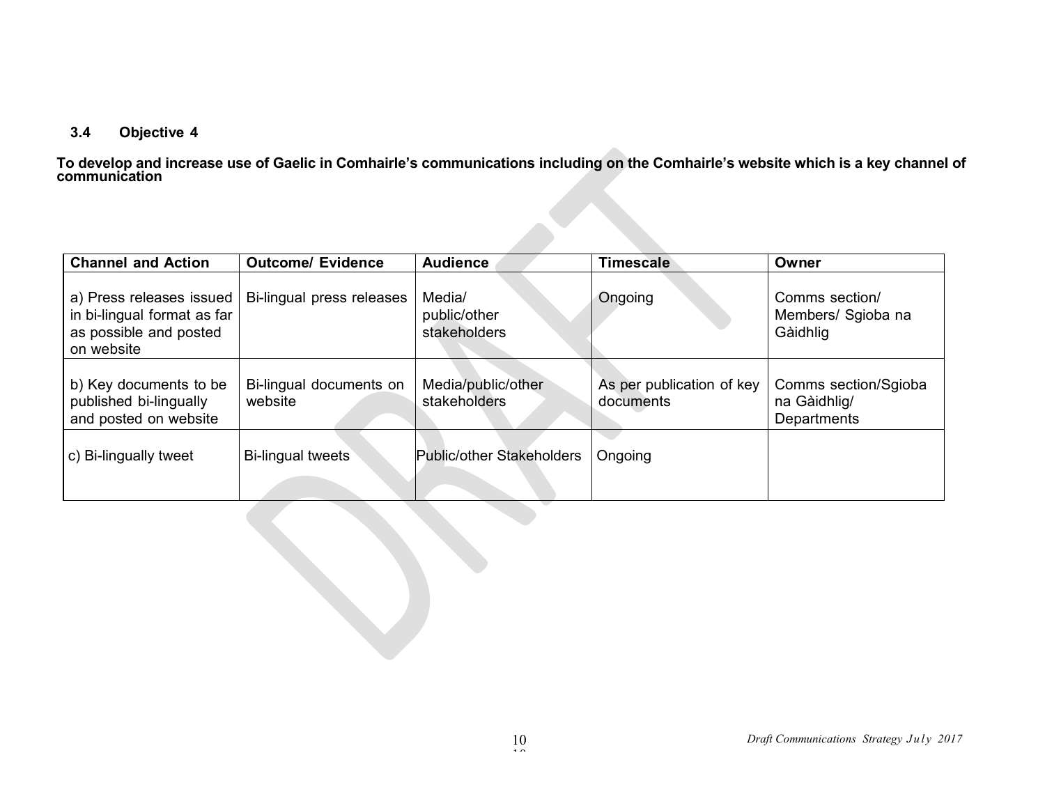### 3.4 Objective 4

**To develop and increase use of Gaelic in Comhairle's communications including on the Comhairle's website which is a key channel of communication**

| Channel and Action | Outcome/ Evidence | Audience | Timescale | Owner |
|---|---|---|---|---|
| a) Press releases issued in bi-lingual format as far as possible and posted on website | Bi-lingual press releases | Media/ public/other stakeholders | Ongoing | Comms section/ Members/ Sgioba na Gàidhlig |
| b) Key documents to be published bi-lingually and posted on website | Bi-lingual documents on website | Media/public/other stakeholders | As per publication of key documents | Comms section/Sgioba na Gàidhlig/ Departments |
| c) Bi-lingually tweet | Bi-lingual tweets | Public/other Stakeholders | Ongoing | |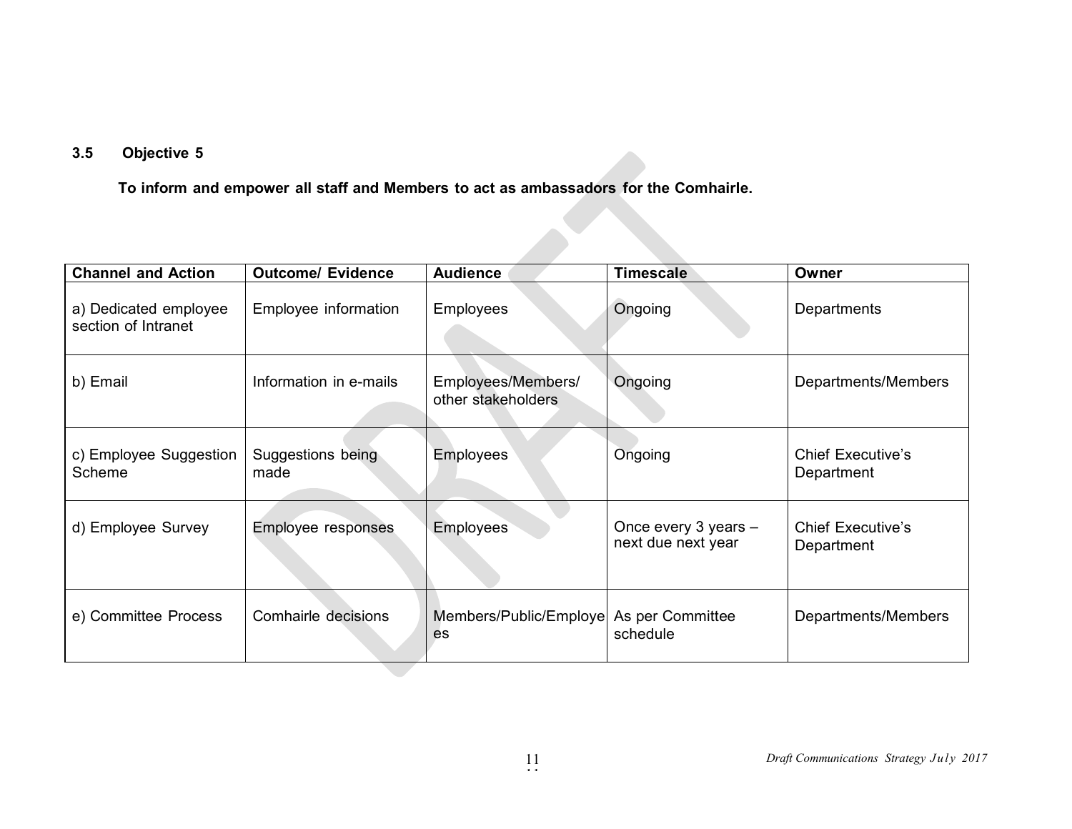### 3.5 Objective 5

**To inform and empower all staff and Members to act as ambassadors for the Comhairle.**

| Channel and Action | Outcome/ Evidence | Audience | Timescale | Owner |
|---|---|---|---|---|
| a) Dedicated employee section of Intranet | Employee information | Employees | Ongoing | Departments |
| b) Email | Information in e-mails | Employees/Members/ other stakeholders | Ongoing | Departments/Members |
| c) Employee Suggestion Scheme | Suggestions being made | Employees | Ongoing | Chief Executive's Department |
| d) Employee Survey | Employee responses | Employees | Once every 3 years – next due next year | Chief Executive's Department |
| e) Committee Process | Comhairle decisions | Members/Public/Employees | As per Committee schedule | Departments/Members |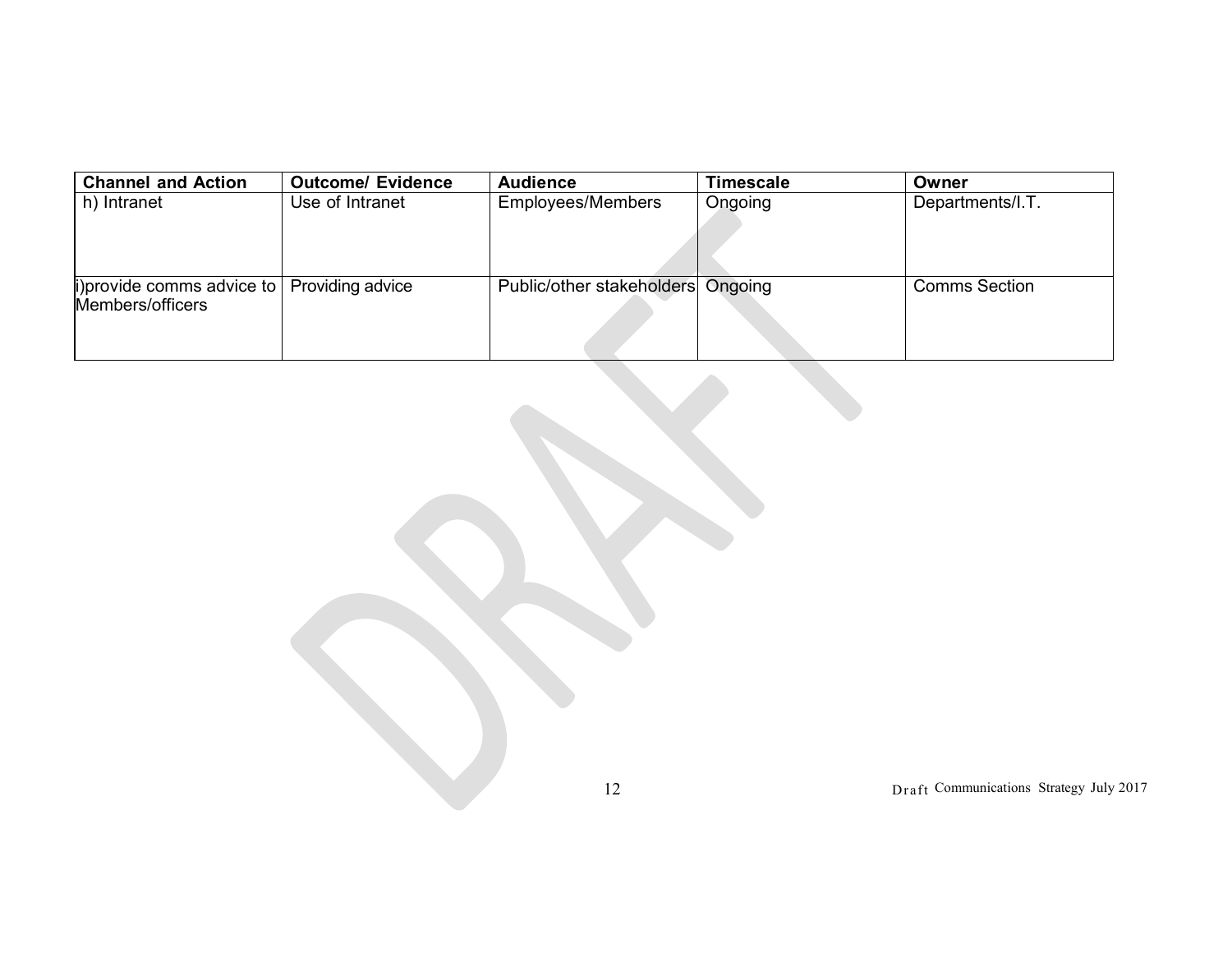| Channel and Action | Outcome/ Evidence | Audience | Timescale | Owner |
|---|---|---|---|---|
| h) Intranet | Use of Intranet | Employees/Members | Ongoing | Departments/I.T. |
| i)provide comms advice to Members/officers | Providing advice | Public/other stakeholders | Ongoing | Comms Section |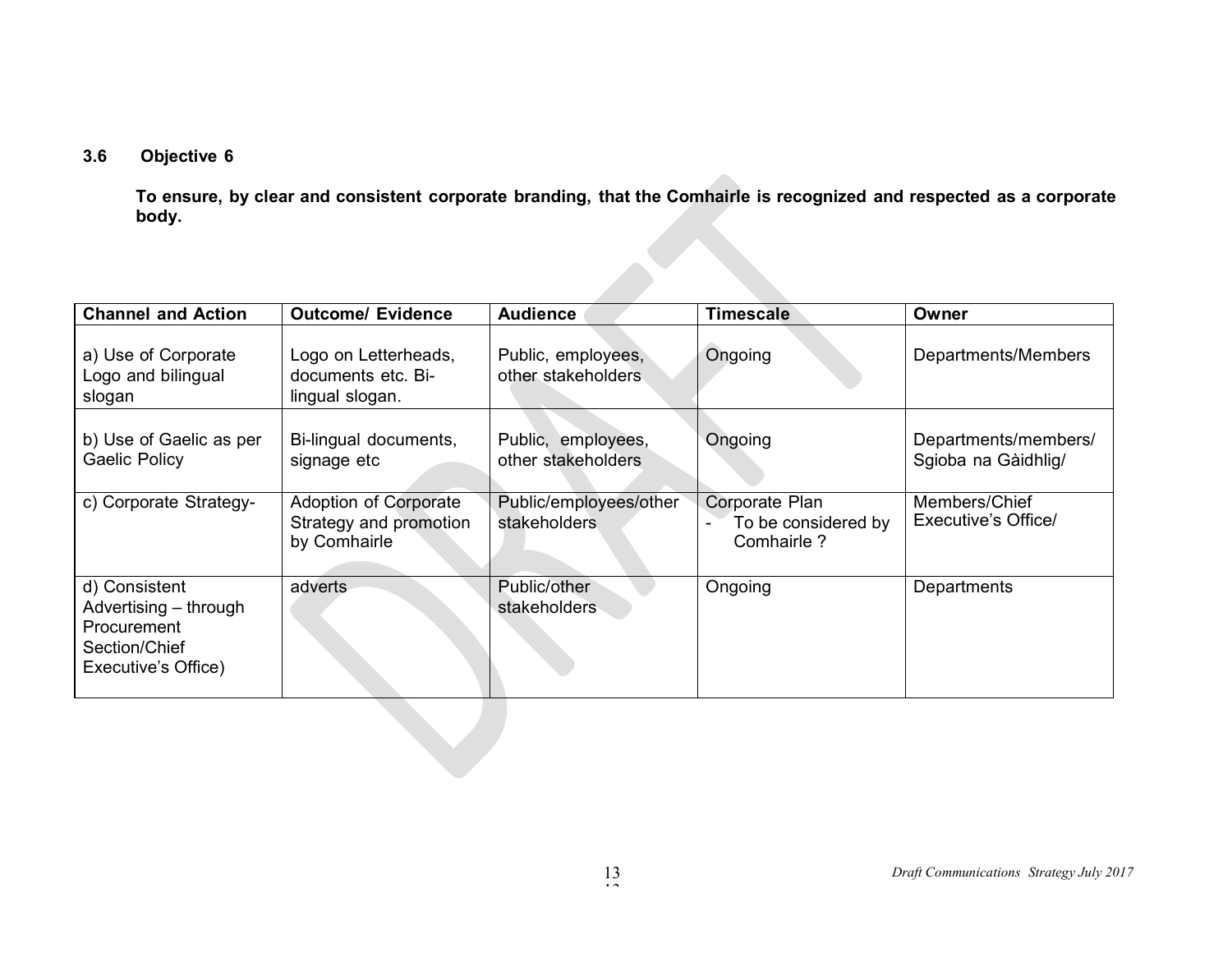### 3.6 Objective 6

**To ensure, by clear and consistent corporate branding, that the Comhairle is recognized and respected as a corporate body.**

| Channel and Action | Outcome/ Evidence | Audience | Timescale | Owner |
|---|---|---|---|---|
| a) Use of Corporate Logo and bilingual slogan | Logo on Letterheads, documents etc. Bi-lingual slogan. | Public, employees, other stakeholders | Ongoing | Departments/Members |
| b) Use of Gaelic as per Gaelic Policy | Bi-lingual documents, signage etc | Public, employees, other stakeholders | Ongoing | Departments/members/ Sgioba na Gàidhlig/ |
| c) Corporate Strategy- | Adoption of Corporate Strategy and promotion by Comhairle | Public/employees/other stakeholders | Corporate Plan - To be considered by Comhairle ? | Members/Chief Executive's Office/ |
| d) Consistent Advertising – through Procurement Section/Chief Executive's Office) | adverts | Public/other stakeholders | Ongoing | Departments |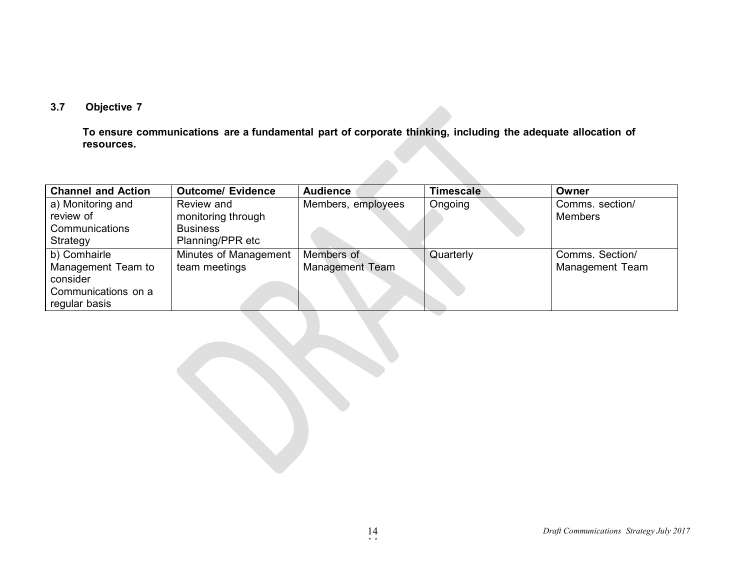### 3.7 Objective 7

**To ensure communications are a fundamental part of corporate thinking, including the adequate allocation of resources.**

| Channel and Action | Outcome/ Evidence | Audience | Timescale | Owner |
|---|---|---|---|---|
| a) Monitoring and review of Communications Strategy | Review and monitoring through Business Planning/PPR etc | Members, employees | Ongoing | Comms. section/ Members |
| b) Comhairle Management Team to consider Communications on a regular basis | Minutes of Management team meetings | Members of Management Team | Quarterly | Comms. Section/ Management Team |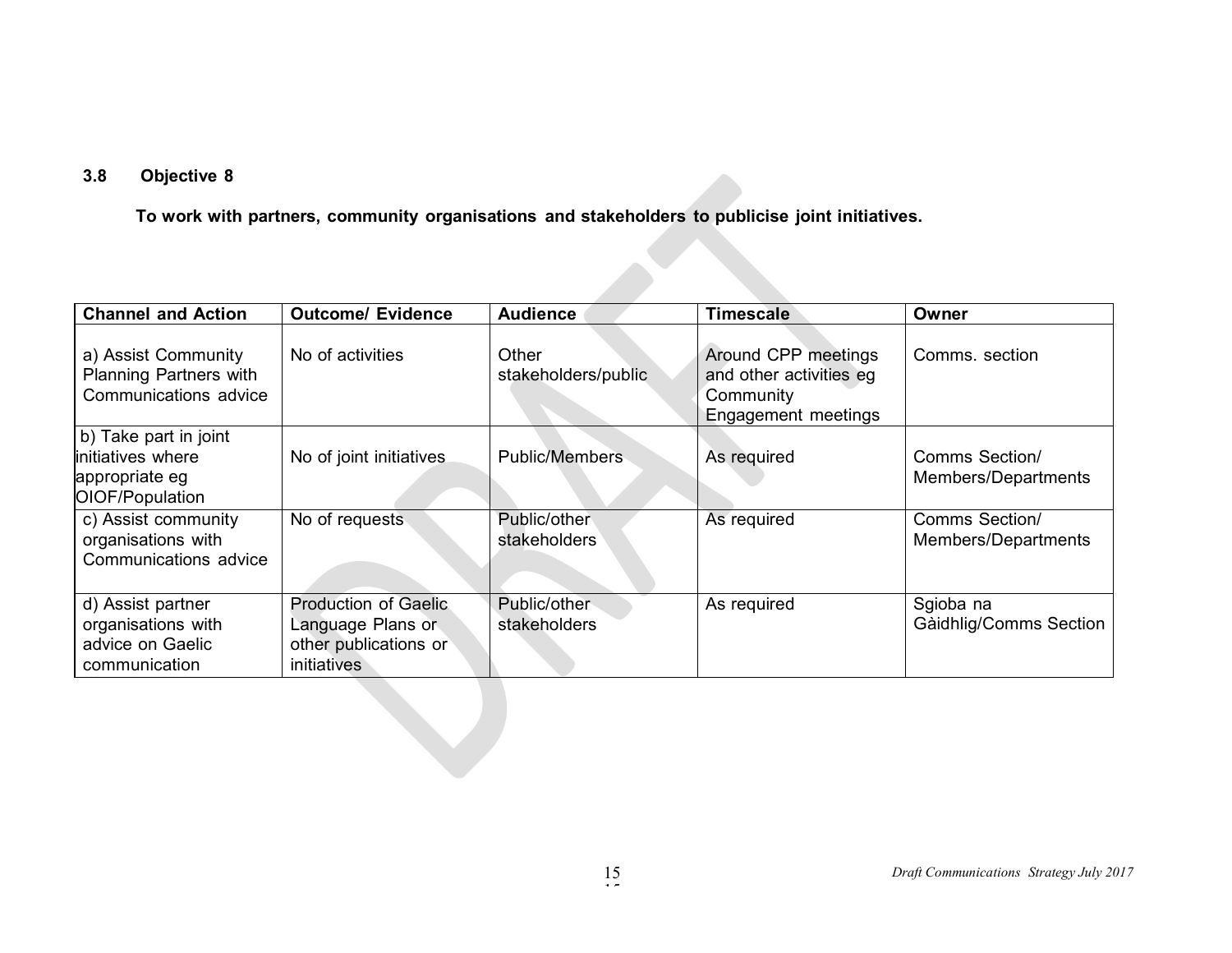### 3.8 Objective 8

**To work with partners, community organisations and stakeholders to publicise joint initiatives.**

| Channel and Action | Outcome/ Evidence | Audience | Timescale | Owner |
|---|---|---|---|---|
| a) Assist Community Planning Partners with Communications advice | No of activities | Other stakeholders/public | Around CPP meetings and other activities eg Community Engagement meetings | Comms. section |
| b) Take part in joint initiatives where appropriate eg OIOF/Population | No of joint initiatives | Public/Members | As required | Comms Section/ Members/Departments |
| c) Assist community organisations with Communications advice | No of requests | Public/other stakeholders | As required | Comms Section/ Members/Departments |
| d) Assist partner organisations with advice on Gaelic communication | Production of Gaelic Language Plans or other publications or initiatives | Public/other stakeholders | As required | Sgioba na Gàidhlig/Comms Section |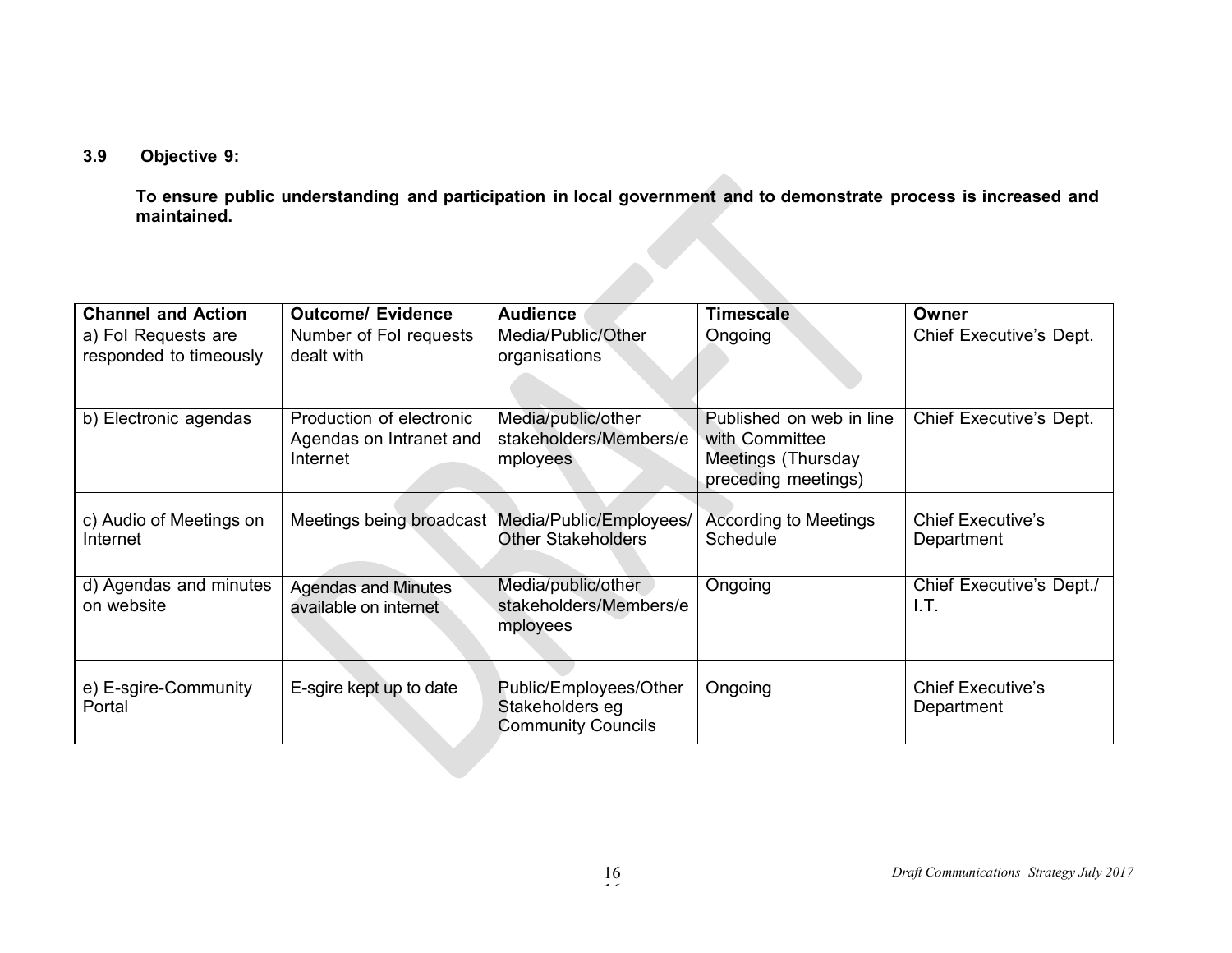### 3.9 Objective 9:

**To ensure public understanding and participation in local government and to demonstrate process is increased and maintained.**

| Channel and Action | Outcome/ Evidence | Audience | Timescale | Owner |
|---|---|---|---|---|
| a) FoI Requests are responded to timeously | Number of FoI requests dealt with | Media/Public/Other organisations | Ongoing | Chief Executive's Dept. |
| b) Electronic agendas | Production of electronic Agendas on Intranet and Internet | Media/public/other stakeholders/Members/employees | Published on web in line with Committee Meetings (Thursday preceding meetings) | Chief Executive's Dept. |
| c) Audio of Meetings on Internet | Meetings being broadcast | Media/Public/Employees/ Other Stakeholders | According to Meetings Schedule | Chief Executive's Department |
| d) Agendas and minutes on website | Agendas and Minutes available on internet | Media/public/other stakeholders/Members/employees | Ongoing | Chief Executive's Dept./ I.T. |
| e) E-sgire-Community Portal | E-sgire kept up to date | Public/Employees/Other Stakeholders eg Community Councils | Ongoing | Chief Executive's Department |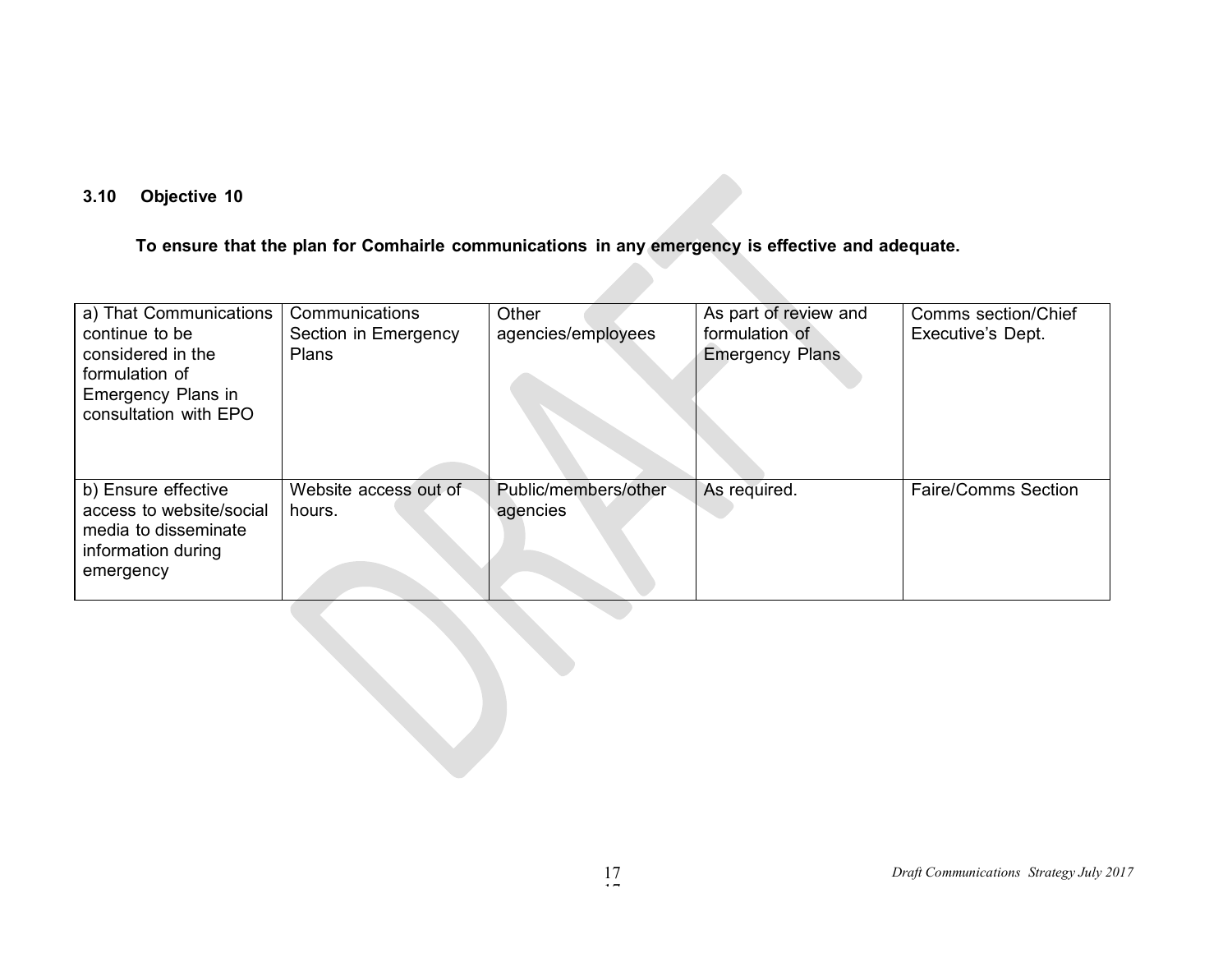### 3.10 Objective 10

**To ensure that the plan for Comhairle communications in any emergency is effective and adequate.**

| | | | | |
|---|---|---|---|---|
| a) That Communications continue to be considered in the formulation of Emergency Plans in consultation with EPO | Communications Section in Emergency Plans | Other agencies/employees | As part of review and formulation of Emergency Plans | Comms section/Chief Executive's Dept. |
| b) Ensure effective access to website/social media to disseminate information during emergency | Website access out of hours. | Public/members/other agencies | As required. | Faire/Comms Section |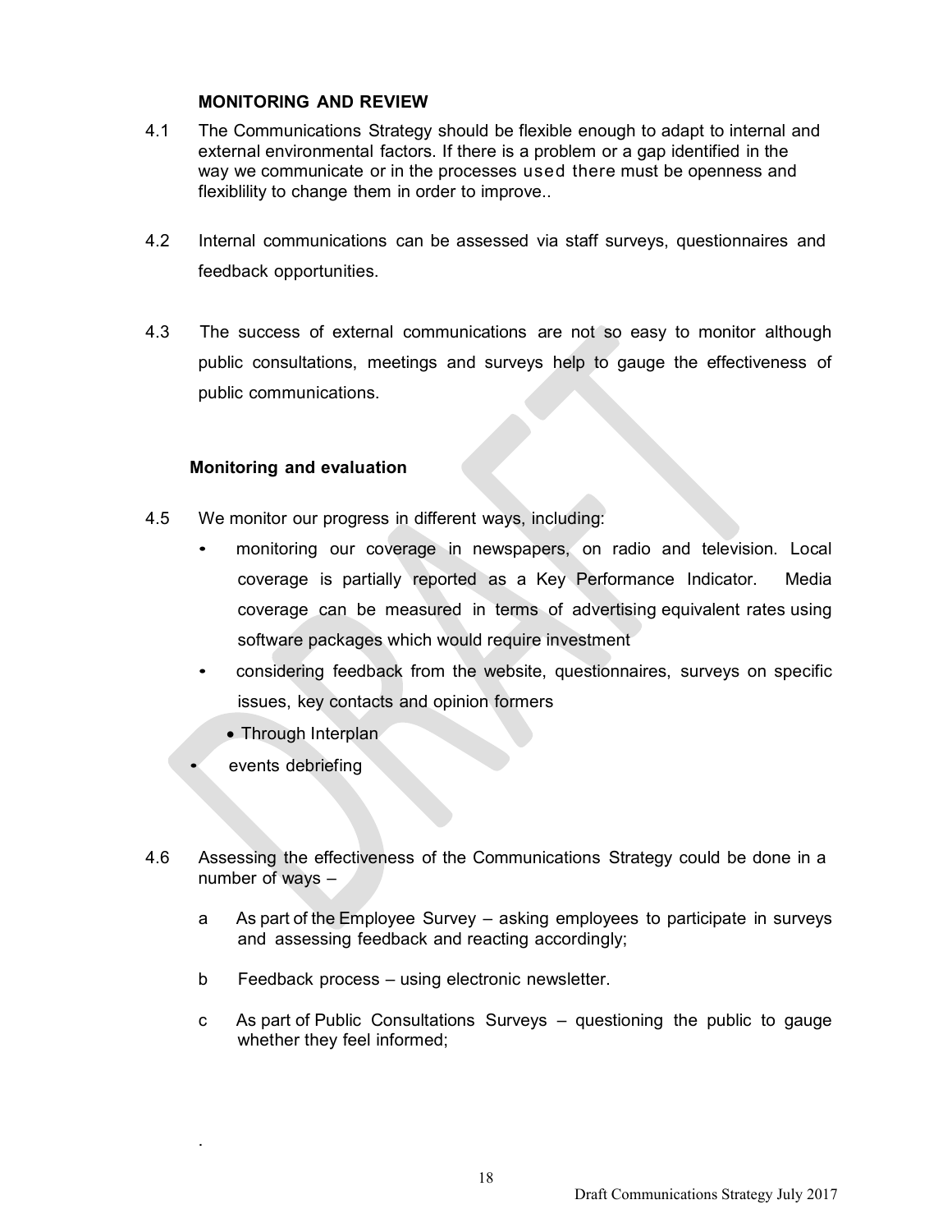## MONITORING AND REVIEW

4.1 The Communications Strategy should be flexible enough to adapt to internal and external environmental factors. If there is a problem or a gap identified in the way we communicate or in the processes used there must be openness and flexiblility to change them in order to improve..

4.2 Internal communications can be assessed via staff surveys, questionnaires and feedback opportunities.

4.3 The success of external communications are not so easy to monitor although public consultations, meetings and surveys help to gauge the effectiveness of public communications.

### Monitoring and evaluation

4.5 We monitor our progress in different ways, including:

- monitoring our coverage in newspapers, on radio and television. Local coverage is partially reported as a Key Performance Indicator. Media coverage can be measured in terms of advertising equivalent rates using software packages which would require investment
- considering feedback from the website, questionnaires, surveys on specific issues, key contacts and opinion formers
- Through Interplan
- events debriefing

4.6 Assessing the effectiveness of the Communications Strategy could be done in a number of ways –

a As part of the Employee Survey – asking employees to participate in surveys and assessing feedback and reacting accordingly;

b Feedback process – using electronic newsletter.

c As part of Public Consultations Surveys – questioning the public to gauge whether they feel informed;

.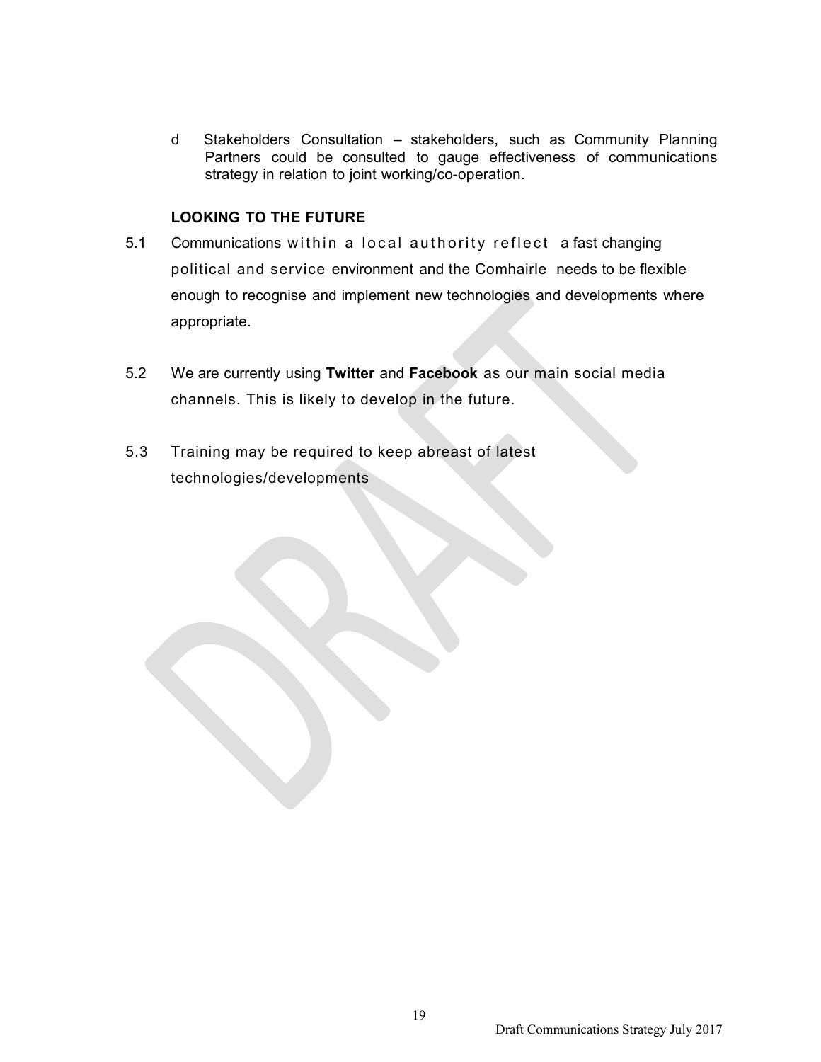d Stakeholders Consultation – stakeholders, such as Community Planning Partners could be consulted to gauge effectiveness of communications strategy in relation to joint working/co-operation.

## LOOKING TO THE FUTURE

5.1 Communications within a local authority reflect a fast changing political and service environment and the Comhairle needs to be flexible enough to recognise and implement new technologies and developments where appropriate.

5.2 We are currently using **Twitter** and **Facebook** as our main social media channels. This is likely to develop in the future.

5.3 Training may be required to keep abreast of latest technologies/developments